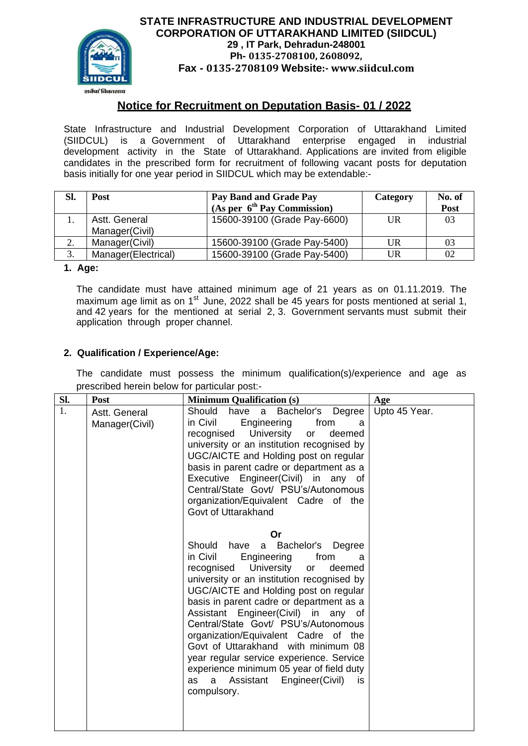# STATE INFRASTRUCTURE AND INDUSTRIAL DEVELOPMENT CORPORATION OF UTTARAKHAND LIMITED (SIIDCUL)

**29 , IT Park, Dehradun-248001**
**Ph- 0135-2708100, 2608092,**
**Fax - 0135-2708109 Website:- www.siidcul.com**

सर्वेषां विकासाय

## Notice for Recruitment on Deputation Basis- 01 / 2022

State Infrastructure and Industrial Development Corporation of Uttarakhand Limited (SIIDCUL) is a Government of Uttarakhand enterprise engaged in industrial development activity in the State of Uttarakhand. Applications are invited from eligible candidates in the prescribed form for recruitment of following vacant posts for deputation basis initially for one year period in SIIDCUL which may be extendable:-

| Sl. | Post | Pay Band and Grade Pay (As per 6th Pay Commission) | Category | No. of Post |
|---|---|---|---|---|
| 1. | Astt. General Manager(Civil) | 15600-39100 (Grade Pay-6600) | UR | 03 |
| 2. | Manager(Civil) | 15600-39100 (Grade Pay-5400) | UR | 03 |
| 3. | Manager(Electrical) | 15600-39100 (Grade Pay-5400) | UR | 02 |

**1. Age:**

The candidate must have attained minimum age of 21 years as on 01.11.2019. The maximum age limit as on 1st June, 2022 shall be 45 years for posts mentioned at serial 1, and 42 years for the mentioned at serial 2, 3. Government servants must submit their application through proper channel.

**2. Qualification / Experience/Age:**

The candidate must possess the minimum qualification(s)/experience and age as prescribed herein below for particular post:-

| Sl. | Post | Minimum Qualification (s) | Age |
|---|---|---|---|
| 1. | Astt. General Manager(Civil) | Should have a Bachelor's Degree in Civil Engineering from a recognised University or deemed university or an institution recognised by UGC/AICTE and Holding post on regular basis in parent cadre or department as a Executive Engineer(Civil) in any of Central/State Govt/ PSU's/Autonomous organization/Equivalent Cadre of the Govt of Uttarakhand<br><br>**Or**<br><br>Should have a Bachelor's Degree in Civil Engineering from a recognised University or deemed university or an institution recognised by UGC/AICTE and Holding post on regular basis in parent cadre or department as a Assistant Engineer(Civil) in any of Central/State Govt/ PSU's/Autonomous organization/Equivalent Cadre of the Govt of Uttarakhand with minimum 08 year regular service experience. Service experience minimum 05 year of field duty as a Assistant Engineer(Civil) is compulsory. | Upto 45 Year. |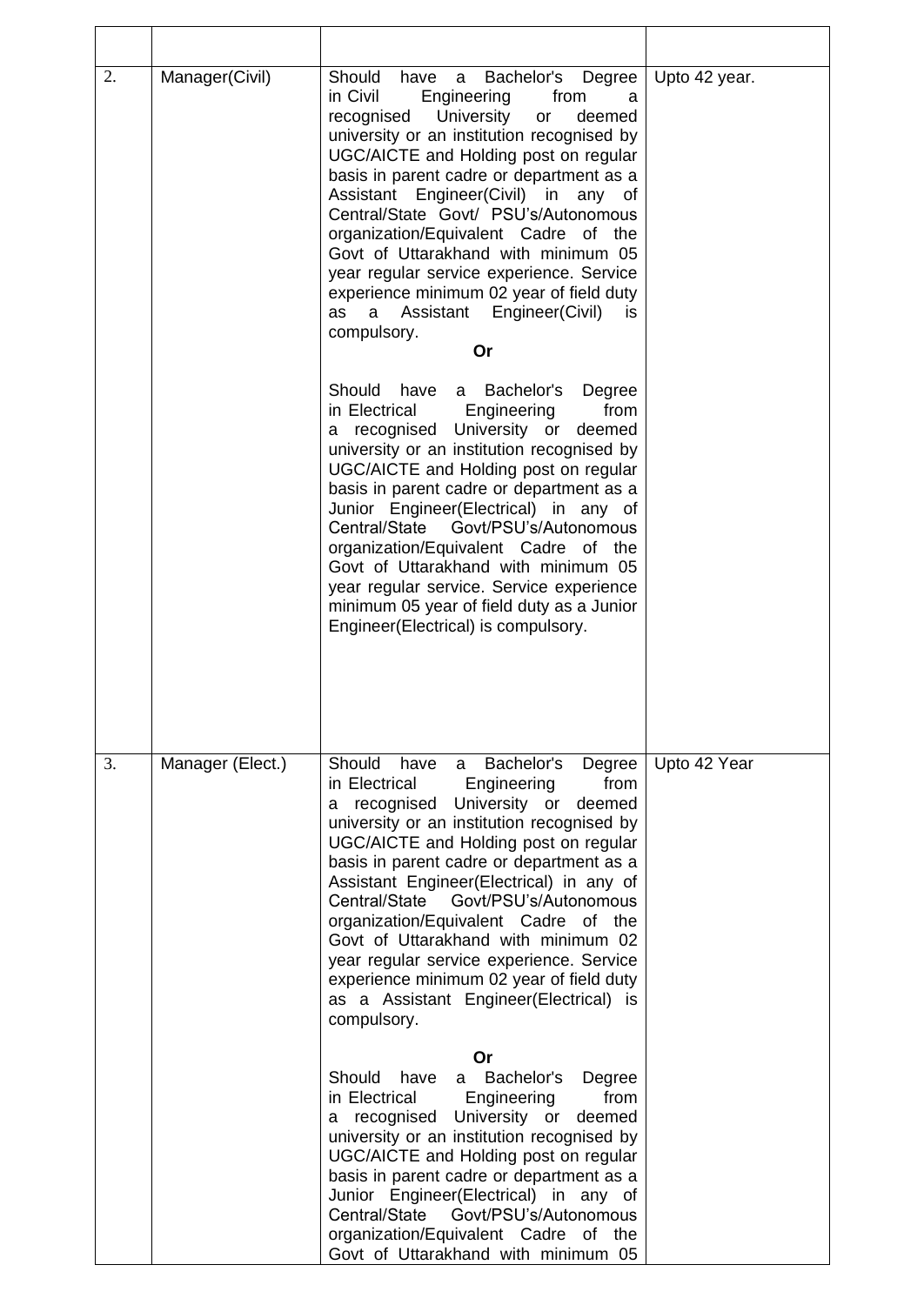| | | | |
|---|---|---|---|
| 2. | Manager(Civil) | Should have a Bachelor's Degree in Civil Engineering from a recognised University or deemed university or an institution recognised by UGC/AICTE and Holding post on regular basis in parent cadre or department as a Assistant Engineer(Civil) in any of Central/State Govt/ PSU's/Autonomous organization/Equivalent Cadre of the Govt of Uttarakhand with minimum 05 year regular service experience. Service experience minimum 02 year of field duty as a Assistant Engineer(Civil) is compulsory.<br><br>**Or**<br><br>Should have a Bachelor's Degree in Electrical Engineering from a recognised University or deemed university or an institution recognised by UGC/AICTE and Holding post on regular basis in parent cadre or department as a Junior Engineer(Electrical) in any of Central/State Govt/PSU's/Autonomous organization/Equivalent Cadre of the Govt of Uttarakhand with minimum 05 year regular service. Service experience minimum 05 year of field duty as a Junior Engineer(Electrical) is compulsory. | Upto 42 year. |
| 3. | Manager (Elect.) | Should have a Bachelor's Degree in Electrical Engineering from a recognised University or deemed university or an institution recognised by UGC/AICTE and Holding post on regular basis in parent cadre or department as a Assistant Engineer(Electrical) in any of Central/State Govt/PSU's/Autonomous organization/Equivalent Cadre of the Govt of Uttarakhand with minimum 02 year regular service experience. Service experience minimum 02 year of field duty as a Assistant Engineer(Electrical) is compulsory.<br><br>**Or**<br><br>Should have a Bachelor's Degree in Electrical Engineering from a recognised University or deemed university or an institution recognised by UGC/AICTE and Holding post on regular basis in parent cadre or department as a Junior Engineer(Electrical) in any of Central/State Govt/PSU's/Autonomous organization/Equivalent Cadre of the Govt of Uttarakhand with minimum 05 | Upto 42 Year |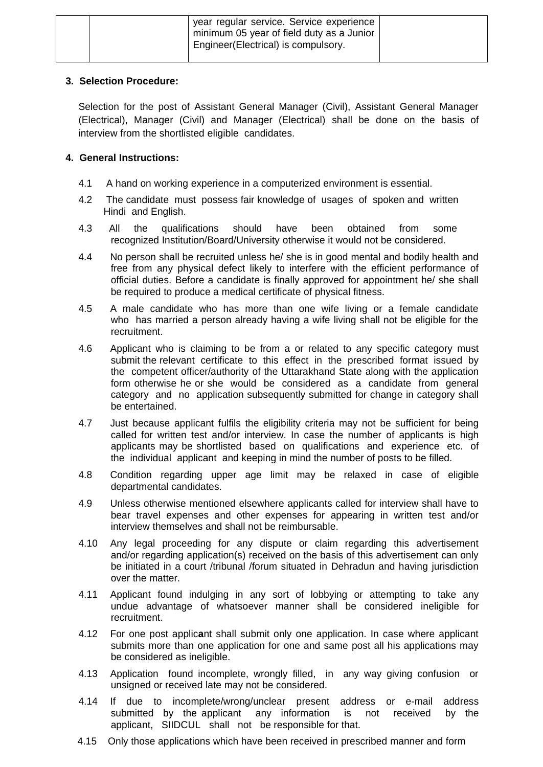|  |  | year regular service. Service experience minimum 05 year of field duty as a Junior Engineer(Electrical) is compulsory. |  |
|---|---|---|---|

**3. Selection Procedure:**

Selection for the post of Assistant General Manager (Civil), Assistant General Manager (Electrical), Manager (Civil) and Manager (Electrical) shall be done on the basis of interview from the shortlisted eligible candidates.

**4. General Instructions:**

4.1 A hand on working experience in a computerized environment is essential.

4.2 The candidate must possess fair knowledge of usages of spoken and written Hindi and English.

4.3 All the qualifications should have been obtained from some recognized Institution/Board/University otherwise it would not be considered.

4.4 No person shall be recruited unless he/ she is in good mental and bodily health and free from any physical defect likely to interfere with the efficient performance of official duties. Before a candidate is finally approved for appointment he/ she shall be required to produce a medical certificate of physical fitness.

4.5 A male candidate who has more than one wife living or a female candidate who has married a person already having a wife living shall not be eligible for the recruitment.

4.6 Applicant who is claiming to be from a or related to any specific category must submit the relevant certificate to this effect in the prescribed format issued by the competent officer/authority of the Uttarakhand State along with the application form otherwise he or she would be considered as a candidate from general category and no application subsequently submitted for change in category shall be entertained.

4.7 Just because applicant fulfils the eligibility criteria may not be sufficient for being called for written test and/or interview. In case the number of applicants is high applicants may be shortlisted based on qualifications and experience etc. of the individual applicant and keeping in mind the number of posts to be filled.

4.8 Condition regarding upper age limit may be relaxed in case of eligible departmental candidates.

4.9 Unless otherwise mentioned elsewhere applicants called for interview shall have to bear travel expenses and other expenses for appearing in written test and/or interview themselves and shall not be reimbursable.

4.10 Any legal proceeding for any dispute or claim regarding this advertisement and/or regarding application(s) received on the basis of this advertisement can only be initiated in a court /tribunal /forum situated in Dehradun and having jurisdiction over the matter.

4.11 Applicant found indulging in any sort of lobbying or attempting to take any undue advantage of whatsoever manner shall be considered ineligible for recruitment.

4.12 For one post applicant shall submit only one application. In case where applicant submits more than one application for one and same post all his applications may be considered as ineligible.

4.13 Application found incomplete, wrongly filled, in any way giving confusion or unsigned or received late may not be considered.

4.14 If due to incomplete/wrong/unclear present address or e-mail address submitted by the applicant any information is not received by the applicant, SIIDCUL shall not be responsible for that.

4.15 Only those applications which have been received in prescribed manner and form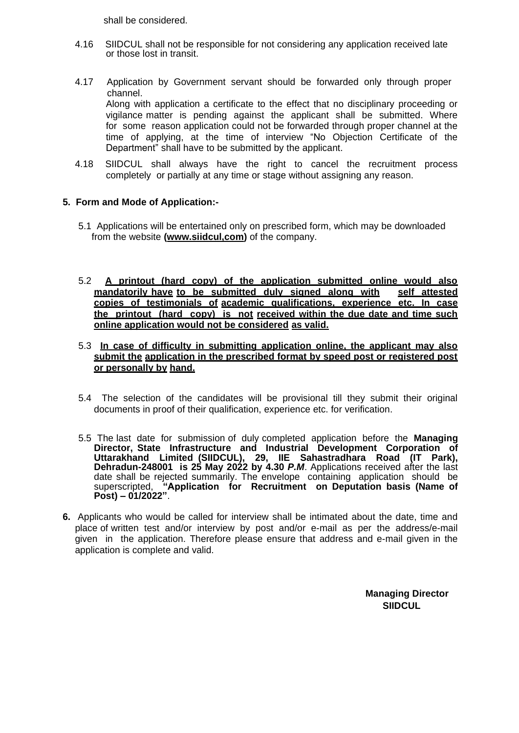shall be considered.

4.16 SIIDCUL shall not be responsible for not considering any application received late or those lost in transit.

4.17 Application by Government servant should be forwarded only through proper channel.
Along with application a certificate to the effect that no disciplinary proceeding or vigilance matter is pending against the applicant shall be submitted. Where for some reason application could not be forwarded through proper channel at the time of applying, at the time of interview "No Objection Certificate of the Department" shall have to be submitted by the applicant.

4.18 SIIDCUL shall always have the right to cancel the recruitment process completely or partially at any time or stage without assigning any reason.

**5. Form and Mode of Application:-**

5.1 Applications will be entertained only on prescribed form, which may be downloaded from the website **(www.siidcul,com)** of the company.

5.2 **A printout (hard copy) of the application submitted online would also mandatorily have to be submitted duly signed along with self attested copies of testimonials of academic qualifications, experience etc. In case the printout (hard copy) is not received within the due date and time such online application would not be considered as valid.**

5.3 **In case of difficulty in submitting application online, the applicant may also submit the application in the prescribed format by speed post or registered post or personally by hand.**

5.4 The selection of the candidates will be provisional till they submit their original documents in proof of their qualification, experience etc. for verification.

5.5 The last date for submission of duly completed application before the **Managing Director, State Infrastructure and Industrial Development Corporation of Uttarakhand Limited (SIIDCUL), 29, IIE Sahastradhara Road (IT Park), Dehradun-248001 is 25 May 2022 by 4.30 *P.M***. Applications received after the last date shall be rejected summarily. The envelope containing application should be superscripted, **"Application for Recruitment on Deputation basis (Name of Post) – 01/2022"**.

**6.** Applicants who would be called for interview shall be intimated about the date, time and place of written test and/or interview by post and/or e-mail as per the address/e-mail given in the application. Therefore please ensure that address and e-mail given in the application is complete and valid.

**Managing Director**
**SIIDCUL**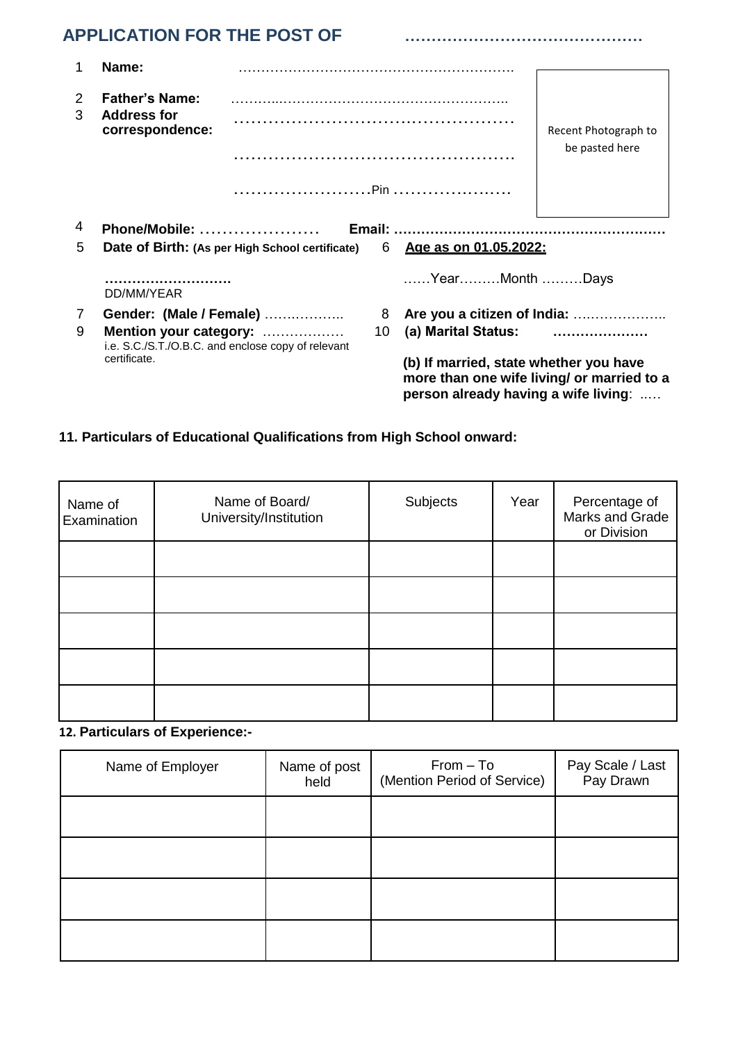## APPLICATION FOR THE POST OF ……………………………………

1 **Name:** ……………………………………………………

2 **Father's Name:** ……………………………………………………

3 **Address for correspondence:** ……………………………………………

……………………………………………

……………………Pin …………………

Recent Photograph to be pasted here

4 **Phone/Mobile:** ………………… **Email:** ……………………………………………………

5 **Date of Birth:** (As per High School certificate) ……………………… DD/MM/YEAR

6 **Age as on 01.05.2022:** ……Year………Month ………Days

7 **Gender: (Male / Female)** ……………..

8 **Are you a citizen of India:** ………………..

9 **Mention your category:** ……………… i.e. S.C./S.T./O.B.C. and enclose copy of relevant certificate.

10 **(a) Marital Status:** …………………

**(b) If married, state whether you have more than one wife living/ or married to a person already having a wife living**: …..

**11. Particulars of Educational Qualifications from High School onward:**

| Name of Examination | Name of Board/ University/Institution | Subjects | Year | Percentage of Marks and Grade or Division |
|---|---|---|---|---|
| | | | | |
| | | | | |
| | | | | |
| | | | | |
| | | | | |

**12. Particulars of Experience:-**

| Name of Employer | Name of post held | From – To (Mention Period of Service) | Pay Scale / Last Pay Drawn |
|---|---|---|---|
| | | | |
| | | | |
| | | | |
| | | | |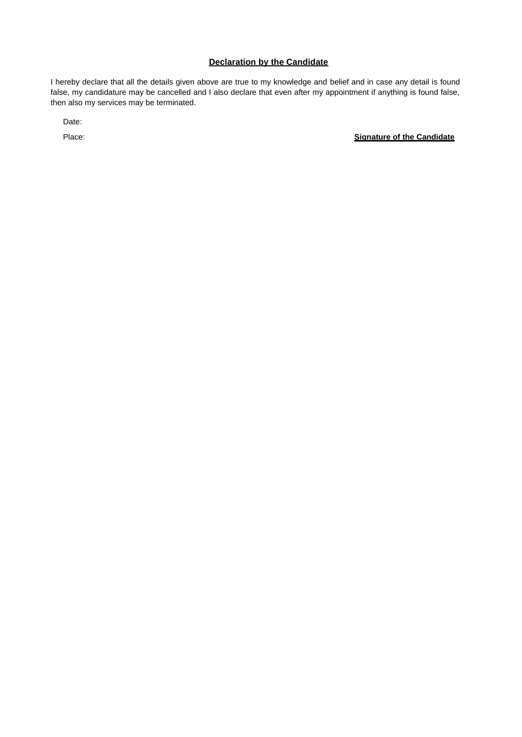**Declaration by the Candidate**

I hereby declare that all the details given above are true to my knowledge and belief and in case any detail is found false, my candidature may be cancelled and I also declare that even after my appointment if anything is found false, then also my services may be terminated.

Date:

Place: **Signature of the Candidate**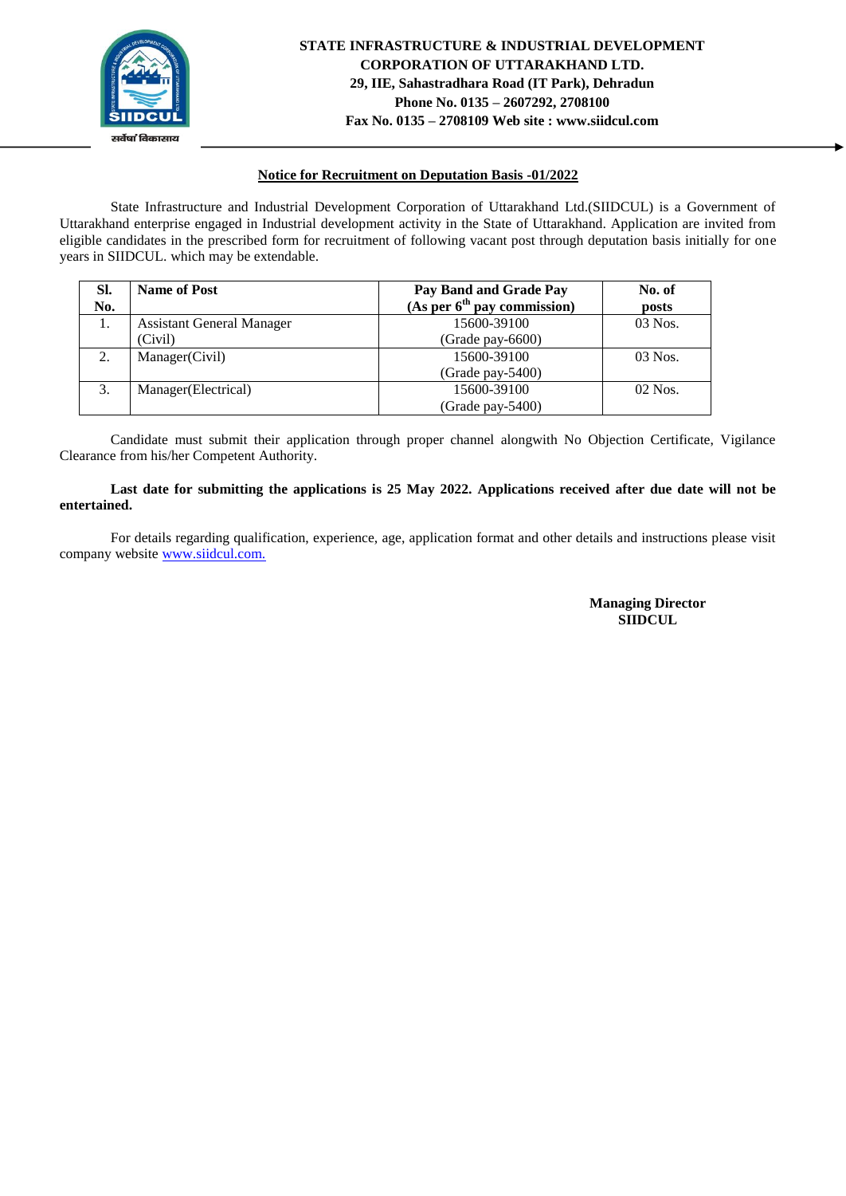**STATE INFRASTRUCTURE & INDUSTRIAL DEVELOPMENT CORPORATION OF UTTARAKHAND LTD.**
**29, IIE, Sahastradhara Road (IT Park), Dehradun**
**Phone No. 0135 – 2607292, 2708100**
**Fax No. 0135 – 2708109 Web site : www.siidcul.com**

SIIDCUL
सर्वेषां विकासाय

## Notice for Recruitment on Deputation Basis -01/2022

State Infrastructure and Industrial Development Corporation of Uttarakhand Ltd.(SIIDCUL) is a Government of Uttarakhand enterprise engaged in Industrial development activity in the State of Uttarakhand. Application are invited from eligible candidates in the prescribed form for recruitment of following vacant post through deputation basis initially for one years in SIIDCUL. which may be extendable.

| Sl. No. | Name of Post | Pay Band and Grade Pay (As per 6th pay commission) | No. of posts |
|---|---|---|---|
| 1. | Assistant General Manager (Civil) | 15600-39100 (Grade pay-6600) | 03 Nos. |
| 2. | Manager(Civil) | 15600-39100 (Grade pay-5400) | 03 Nos. |
| 3. | Manager(Electrical) | 15600-39100 (Grade pay-5400) | 02 Nos. |

Candidate must submit their application through proper channel alongwith No Objection Certificate, Vigilance Clearance from his/her Competent Authority.

**Last date for submitting the applications is 25 May 2022. Applications received after due date will not be entertained.**

For details regarding qualification, experience, age, application format and other details and instructions please visit company website www.siidcul.com.

**Managing Director**
**SIIDCUL**